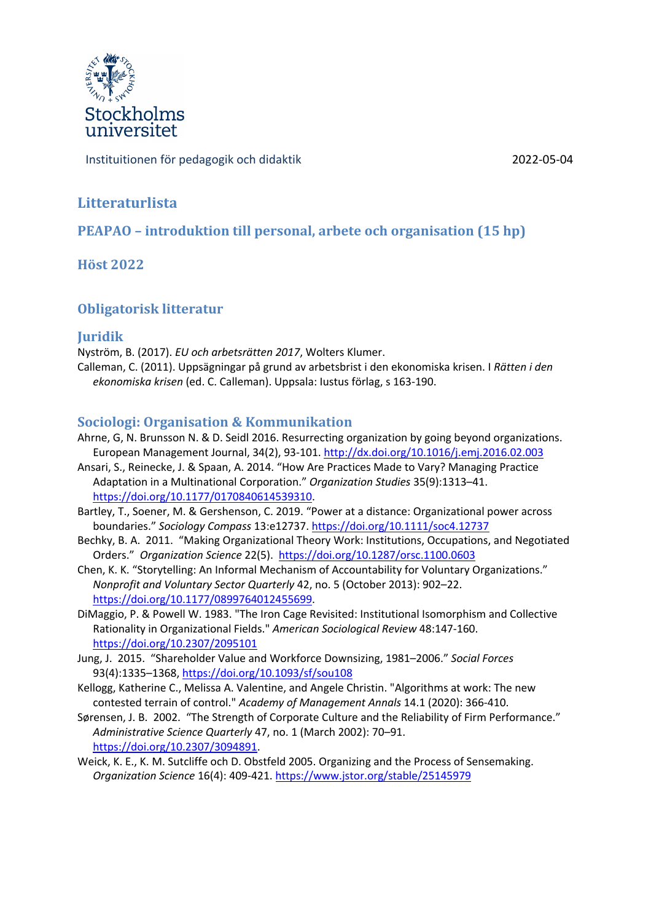Stockholms universitet

Instituitionen för pedagogik och didaktik 2022-05-04

# Litteraturlista

## PEAPAO – introduktion till personal, arbete och organisation (15 hp)

## Höst 2022

## Obligatorisk litteratur

### Juridik

Nyström, B. (2017). *EU och arbetsrätten 2017*, Wolters Klumer.

Calleman, C. (2011). Uppsägningar på grund av arbetsbrist i den ekonomiska krisen. I *Rätten i den ekonomiska krisen* (ed. C. Calleman). Uppsala: Iustus förlag, s 163-190.

### Sociologi: Organisation & Kommunikation

Ahrne, G, N. Brunsson N. & D. Seidl 2016. Resurrecting organization by going beyond organizations. European Management Journal, 34(2), 93-101. http://dx.doi.org/10.1016/j.emj.2016.02.003

Ansari, S., Reinecke, J. & Spaan, A. 2014. "How Are Practices Made to Vary? Managing Practice Adaptation in a Multinational Corporation." *Organization Studies* 35(9):1313–41. https://doi.org/10.1177/0170840614539310.

Bartley, T., Soener, M. & Gershenson, C. 2019. "Power at a distance: Organizational power across boundaries." *Sociology Compass* 13:e12737. https://doi.org/10.1111/soc4.12737

Bechky, B. A. 2011. "Making Organizational Theory Work: Institutions, Occupations, and Negotiated Orders." *Organization Science* 22(5). https://doi.org/10.1287/orsc.1100.0603

Chen, K. K. "Storytelling: An Informal Mechanism of Accountability for Voluntary Organizations." *Nonprofit and Voluntary Sector Quarterly* 42, no. 5 (October 2013): 902–22. https://doi.org/10.1177/0899764012455699.

DiMaggio, P. & Powell W. 1983. "The Iron Cage Revisited: Institutional Isomorphism and Collective Rationality in Organizational Fields." *American Sociological Review* 48:147-160. https://doi.org/10.2307/2095101

Jung, J. 2015. "Shareholder Value and Workforce Downsizing, 1981–2006." *Social Forces* 93(4):1335–1368, https://doi.org/10.1093/sf/sou108

Kellogg, Katherine C., Melissa A. Valentine, and Angele Christin. "Algorithms at work: The new contested terrain of control." *Academy of Management Annals* 14.1 (2020): 366-410.

Sørensen, J. B. 2002. "The Strength of Corporate Culture and the Reliability of Firm Performance." *Administrative Science Quarterly* 47, no. 1 (March 2002): 70–91. https://doi.org/10.2307/3094891.

Weick, K. E., K. M. Sutcliffe och D. Obstfeld 2005. Organizing and the Process of Sensemaking. *Organization Science* 16(4): 409-421. https://www.jstor.org/stable/25145979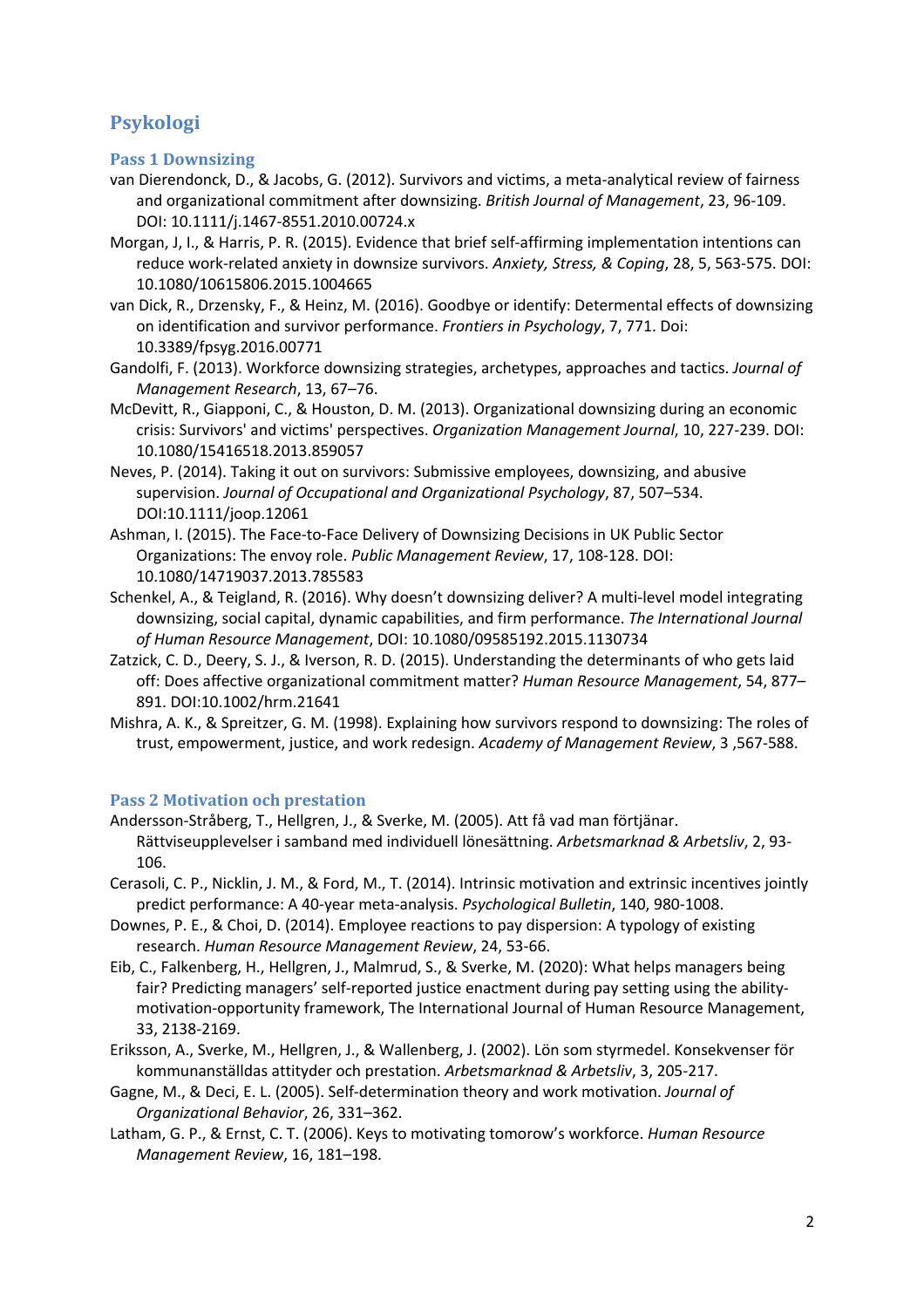# Psykologi

## Pass 1 Downsizing

van Dierendonck, D., & Jacobs, G. (2012). Survivors and victims, a meta-analytical review of fairness and organizational commitment after downsizing. *British Journal of Management*, 23, 96-109. DOI: 10.1111/j.1467-8551.2010.00724.x

Morgan, J, I., & Harris, P. R. (2015). Evidence that brief self-affirming implementation intentions can reduce work-related anxiety in downsize survivors. *Anxiety, Stress, & Coping*, 28, 5, 563-575. DOI: 10.1080/10615806.2015.1004665

van Dick, R., Drzensky, F., & Heinz, M. (2016). Goodbye or identify: Determental effects of downsizing on identification and survivor performance. *Frontiers in Psychology*, 7, 771. Doi: 10.3389/fpsyg.2016.00771

Gandolfi, F. (2013). Workforce downsizing strategies, archetypes, approaches and tactics. *Journal of Management Research*, 13, 67–76.

McDevitt, R., Giapponi, C., & Houston, D. M. (2013). Organizational downsizing during an economic crisis: Survivors' and victims' perspectives. *Organization Management Journal*, 10, 227-239. DOI: 10.1080/15416518.2013.859057

Neves, P. (2014). Taking it out on survivors: Submissive employees, downsizing, and abusive supervision. *Journal of Occupational and Organizational Psychology*, 87, 507–534. DOI:10.1111/joop.12061

Ashman, I. (2015). The Face-to-Face Delivery of Downsizing Decisions in UK Public Sector Organizations: The envoy role. *Public Management Review*, 17, 108-128. DOI: 10.1080/14719037.2013.785583

Schenkel, A., & Teigland, R. (2016). Why doesn't downsizing deliver? A multi-level model integrating downsizing, social capital, dynamic capabilities, and firm performance. *The International Journal of Human Resource Management*, DOI: 10.1080/09585192.2015.1130734

Zatzick, C. D., Deery, S. J., & Iverson, R. D. (2015). Understanding the determinants of who gets laid off: Does affective organizational commitment matter? *Human Resource Management*, 54, 877–891. DOI:10.1002/hrm.21641

Mishra, A. K., & Spreitzer, G. M. (1998). Explaining how survivors respond to downsizing: The roles of trust, empowerment, justice, and work redesign. *Academy of Management Review*, 3 ,567-588.

## Pass 2 Motivation och prestation

Andersson-Stråberg, T., Hellgren, J., & Sverke, M. (2005). Att få vad man förtjänar. Rättviseupplevelser i samband med individuell lönesättning. *Arbetsmarknad & Arbetsliv*, 2, 93-106.

Cerasoli, C. P., Nicklin, J. M., & Ford, M., T. (2014). Intrinsic motivation and extrinsic incentives jointly predict performance: A 40-year meta-analysis. *Psychological Bulletin*, 140, 980-1008.

Downes, P. E., & Choi, D. (2014). Employee reactions to pay dispersion: A typology of existing research. *Human Resource Management Review*, 24, 53-66.

Eib, C., Falkenberg, H., Hellgren, J., Malmrud, S., & Sverke, M. (2020): What helps managers being fair? Predicting managers' self-reported justice enactment during pay setting using the ability-motivation-opportunity framework, The International Journal of Human Resource Management, 33, 2138-2169.

Eriksson, A., Sverke, M., Hellgren, J., & Wallenberg, J. (2002). Lön som styrmedel. Konsekvenser för kommunanställdas attityder och prestation. *Arbetsmarknad & Arbetsliv*, 3, 205-217.

Gagne, M., & Deci, E. L. (2005). Self-determination theory and work motivation. *Journal of Organizational Behavior*, 26, 331–362.

Latham, G. P., & Ernst, C. T. (2006). Keys to motivating tomorow's workforce. *Human Resource Management Review*, 16, 181–198.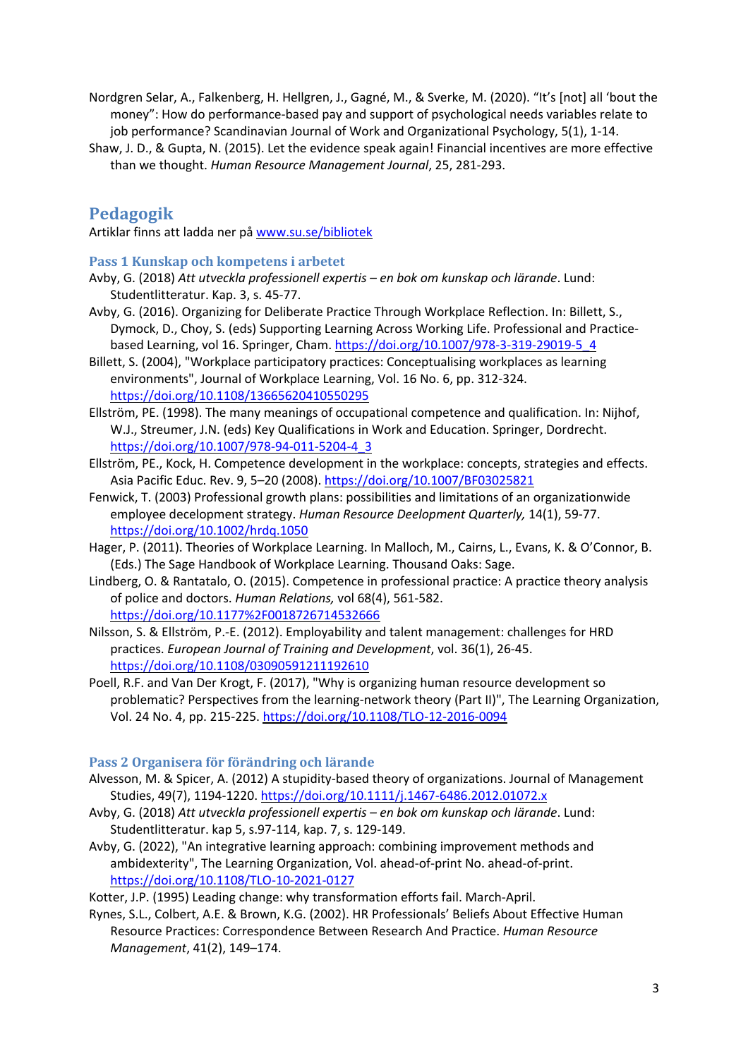Nordgren Selar, A., Falkenberg, H. Hellgren, J., Gagné, M., & Sverke, M. (2020). "It's [not] all 'bout the money": How do performance-based pay and support of psychological needs variables relate to job performance? Scandinavian Journal of Work and Organizational Psychology, 5(1), 1-14.

Shaw, J. D., & Gupta, N. (2015). Let the evidence speak again! Financial incentives are more effective than we thought. *Human Resource Management Journal*, 25, 281-293.

## Pedagogik

Artiklar finns att ladda ner på www.su.se/bibliotek

### Pass 1 Kunskap och kompetens i arbetet

Avby, G. (2018) *Att utveckla professionell expertis – en bok om kunskap och lärande*. Lund: Studentlitteratur. Kap. 3, s. 45-77.

Avby, G. (2016). Organizing for Deliberate Practice Through Workplace Reflection. In: Billett, S., Dymock, D., Choy, S. (eds) Supporting Learning Across Working Life. Professional and Practice-based Learning, vol 16. Springer, Cham. https://doi.org/10.1007/978-3-319-29019-5_4

Billett, S. (2004), "Workplace participatory practices: Conceptualising workplaces as learning environments", Journal of Workplace Learning, Vol. 16 No. 6, pp. 312-324. https://doi.org/10.1108/13665620410550295

Ellström, PE. (1998). The many meanings of occupational competence and qualification. In: Nijhof, W.J., Streumer, J.N. (eds) Key Qualifications in Work and Education. Springer, Dordrecht. https://doi.org/10.1007/978-94-011-5204-4_3

Ellström, PE., Kock, H. Competence development in the workplace: concepts, strategies and effects. Asia Pacific Educ. Rev. 9, 5–20 (2008). https://doi.org/10.1007/BF03025821

Fenwick, T. (2003) Professional growth plans: possibilities and limitations of an organizationwide employee decelopment strategy. *Human Resource Deelopment Quarterly,* 14(1), 59-77. https://doi.org/10.1002/hrdq.1050

Hager, P. (2011). Theories of Workplace Learning. In Malloch, M., Cairns, L., Evans, K. & O'Connor, B. (Eds.) The Sage Handbook of Workplace Learning. Thousand Oaks: Sage.

Lindberg, O. & Rantatalo, O. (2015). Competence in professional practice: A practice theory analysis of police and doctors. *Human Relations,* vol 68(4), 561-582. https://doi.org/10.1177%2F0018726714532666

Nilsson, S. & Ellström, P.-E. (2012). Employability and talent management: challenges for HRD practices. *European Journal of Training and Development*, vol. 36(1), 26-45. https://doi.org/10.1108/03090591211192610

Poell, R.F. and Van Der Krogt, F. (2017), "Why is organizing human resource development so problematic? Perspectives from the learning-network theory (Part II)", The Learning Organization, Vol. 24 No. 4, pp. 215-225. https://doi.org/10.1108/TLO-12-2016-0094

### Pass 2 Organisera för förändring och lärande

Alvesson, M. & Spicer, A. (2012) A stupidity-based theory of organizations. Journal of Management Studies, 49(7), 1194-1220. https://doi.org/10.1111/j.1467-6486.2012.01072.x

Avby, G. (2018) *Att utveckla professionell expertis – en bok om kunskap och lärande*. Lund: Studentlitteratur. kap 5, s.97-114, kap. 7, s. 129-149.

Avby, G. (2022), "An integrative learning approach: combining improvement methods and ambidexterity", The Learning Organization, Vol. ahead-of-print No. ahead-of-print. https://doi.org/10.1108/TLO-10-2021-0127

Kotter, J.P. (1995) Leading change: why transformation efforts fail. March-April.

Rynes, S.L., Colbert, A.E. & Brown, K.G. (2002). HR Professionals' Beliefs About Effective Human Resource Practices: Correspondence Between Research And Practice. *Human Resource Management*, 41(2), 149–174.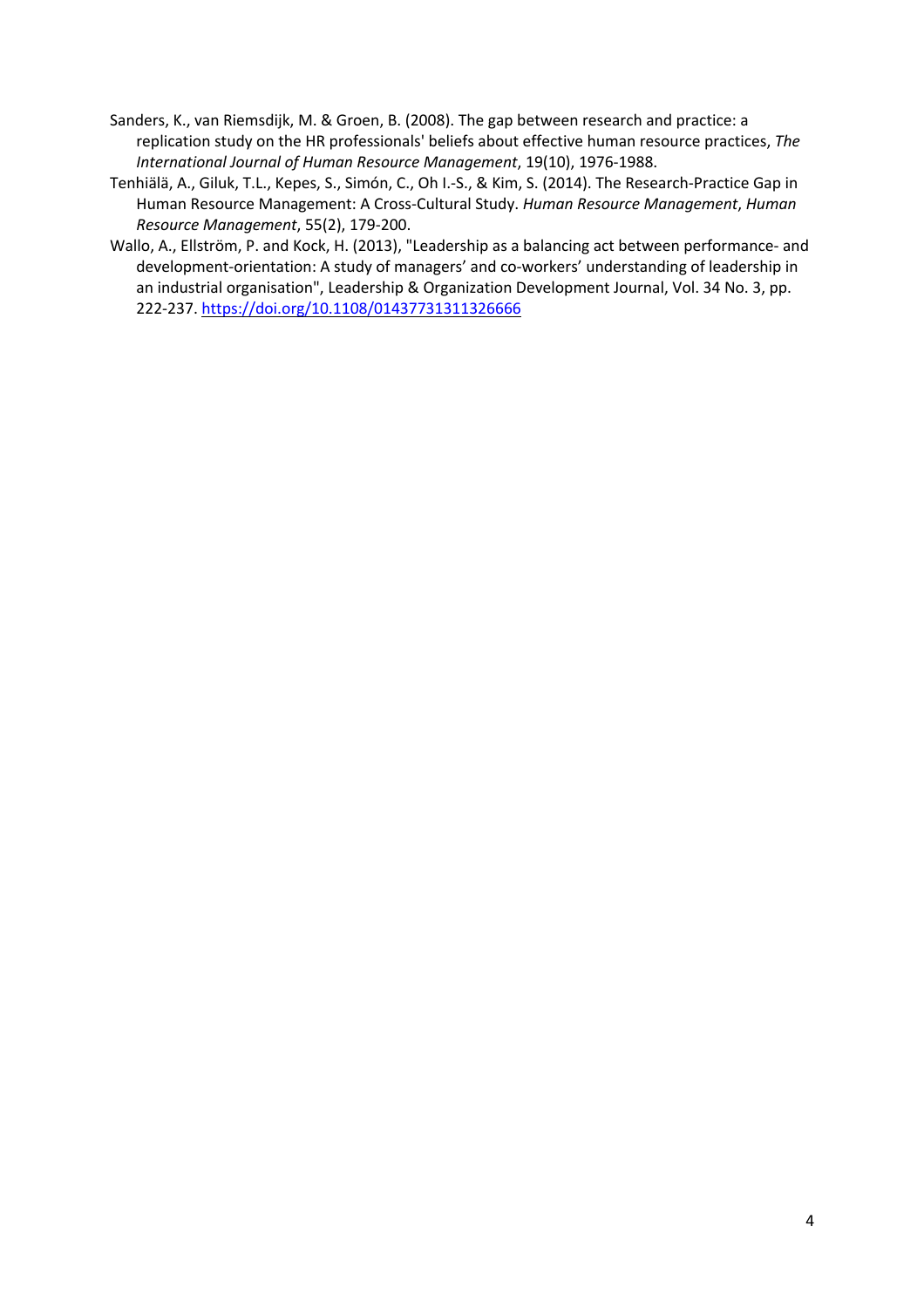Sanders, K., van Riemsdijk, M. & Groen, B. (2008). The gap between research and practice: a replication study on the HR professionals' beliefs about effective human resource practices, *The International Journal of Human Resource Management*, 19(10), 1976-1988.

Tenhiälä, A., Giluk, T.L., Kepes, S., Simón, C., Oh I.-S., & Kim, S. (2014). The Research-Practice Gap in Human Resource Management: A Cross-Cultural Study. *Human Resource Management*, *Human Resource Management*, 55(2), 179-200.

Wallo, A., Ellström, P. and Kock, H. (2013), "Leadership as a balancing act between performance- and development-orientation: A study of managers' and co-workers' understanding of leadership in an industrial organisation", Leadership & Organization Development Journal, Vol. 34 No. 3, pp. 222-237. https://doi.org/10.1108/01437731311326666